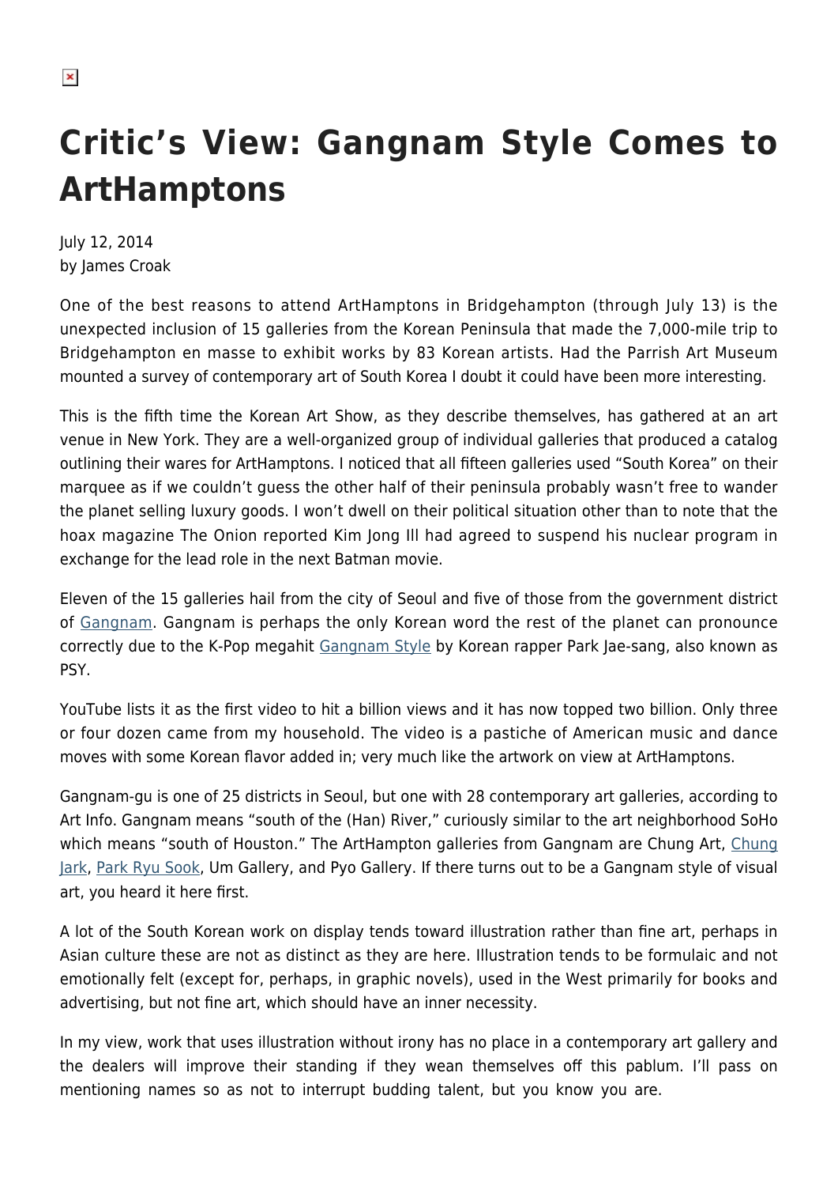# Critic's View: Gangnam Style Comes to ArtHamptons

July 12, 2014
by James Croak

One of the best reasons to attend ArtHamptons in Bridgehampton (through July 13) is the unexpected inclusion of 15 galleries from the Korean Peninsula that made the 7,000-mile trip to Bridgehampton en masse to exhibit works by 83 Korean artists. Had the Parrish Art Museum mounted a survey of contemporary art of South Korea I doubt it could have been more interesting.

This is the fifth time the Korean Art Show, as they describe themselves, has gathered at an art venue in New York. They are a well-organized group of individual galleries that produced a catalog outlining their wares for ArtHamptons. I noticed that all fifteen galleries used "South Korea" on their marquee as if we couldn't guess the other half of their peninsula probably wasn't free to wander the planet selling luxury goods. I won't dwell on their political situation other than to note that the hoax magazine The Onion reported Kim Jong Ill had agreed to suspend his nuclear program in exchange for the lead role in the next Batman movie.

Eleven of the 15 galleries hail from the city of Seoul and five of those from the government district of Gangnam. Gangnam is perhaps the only Korean word the rest of the planet can pronounce correctly due to the K-Pop megahit Gangnam Style by Korean rapper Park Jae-sang, also known as PSY.

YouTube lists it as the first video to hit a billion views and it has now topped two billion. Only three or four dozen came from my household. The video is a pastiche of American music and dance moves with some Korean flavor added in; very much like the artwork on view at ArtHamptons.

Gangnam-gu is one of 25 districts in Seoul, but one with 28 contemporary art galleries, according to Art Info. Gangnam means "south of the (Han) River," curiously similar to the art neighborhood SoHo which means "south of Houston." The ArtHampton galleries from Gangnam are Chung Art, Chung Jark, Park Ryu Sook, Um Gallery, and Pyo Gallery. If there turns out to be a Gangnam style of visual art, you heard it here first.

A lot of the South Korean work on display tends toward illustration rather than fine art, perhaps in Asian culture these are not as distinct as they are here. Illustration tends to be formulaic and not emotionally felt (except for, perhaps, in graphic novels), used in the West primarily for books and advertising, but not fine art, which should have an inner necessity.

In my view, work that uses illustration without irony has no place in a contemporary art gallery and the dealers will improve their standing if they wean themselves off this pablum. I'll pass on mentioning names so as not to interrupt budding talent, but you know you are.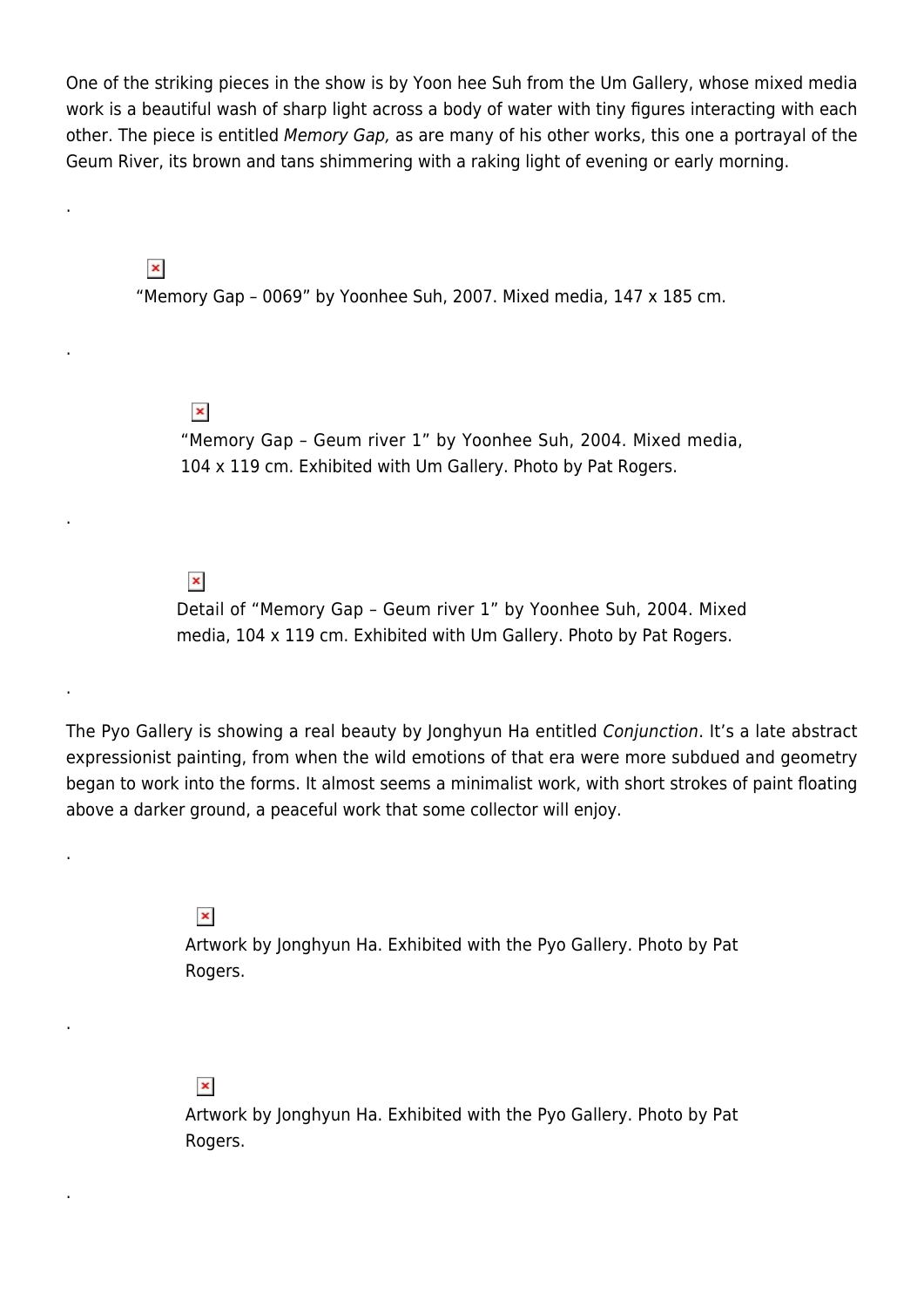One of the striking pieces in the show is by Yoon hee Suh from the Um Gallery, whose mixed media work is a beautiful wash of sharp light across a body of water with tiny figures interacting with each other. The piece is entitled *Memory Gap,* as are many of his other works, this one a portrayal of the Geum River, its brown and tans shimmering with a raking light of evening or early morning.

.

"Memory Gap – 0069" by Yoonhee Suh, 2007. Mixed media, 147 x 185 cm.

.

"Memory Gap – Geum river 1" by Yoonhee Suh, 2004. Mixed media, 104 x 119 cm. Exhibited with Um Gallery. Photo by Pat Rogers.

.

Detail of "Memory Gap – Geum river 1" by Yoonhee Suh, 2004. Mixed media, 104 x 119 cm. Exhibited with Um Gallery. Photo by Pat Rogers.

.

The Pyo Gallery is showing a real beauty by Jonghyun Ha entitled *Conjunction*. It's a late abstract expressionist painting, from when the wild emotions of that era were more subdued and geometry began to work into the forms. It almost seems a minimalist work, with short strokes of paint floating above a darker ground, a peaceful work that some collector will enjoy.

.

Artwork by Jonghyun Ha. Exhibited with the Pyo Gallery. Photo by Pat Rogers.

.

Artwork by Jonghyun Ha. Exhibited with the Pyo Gallery. Photo by Pat Rogers.

.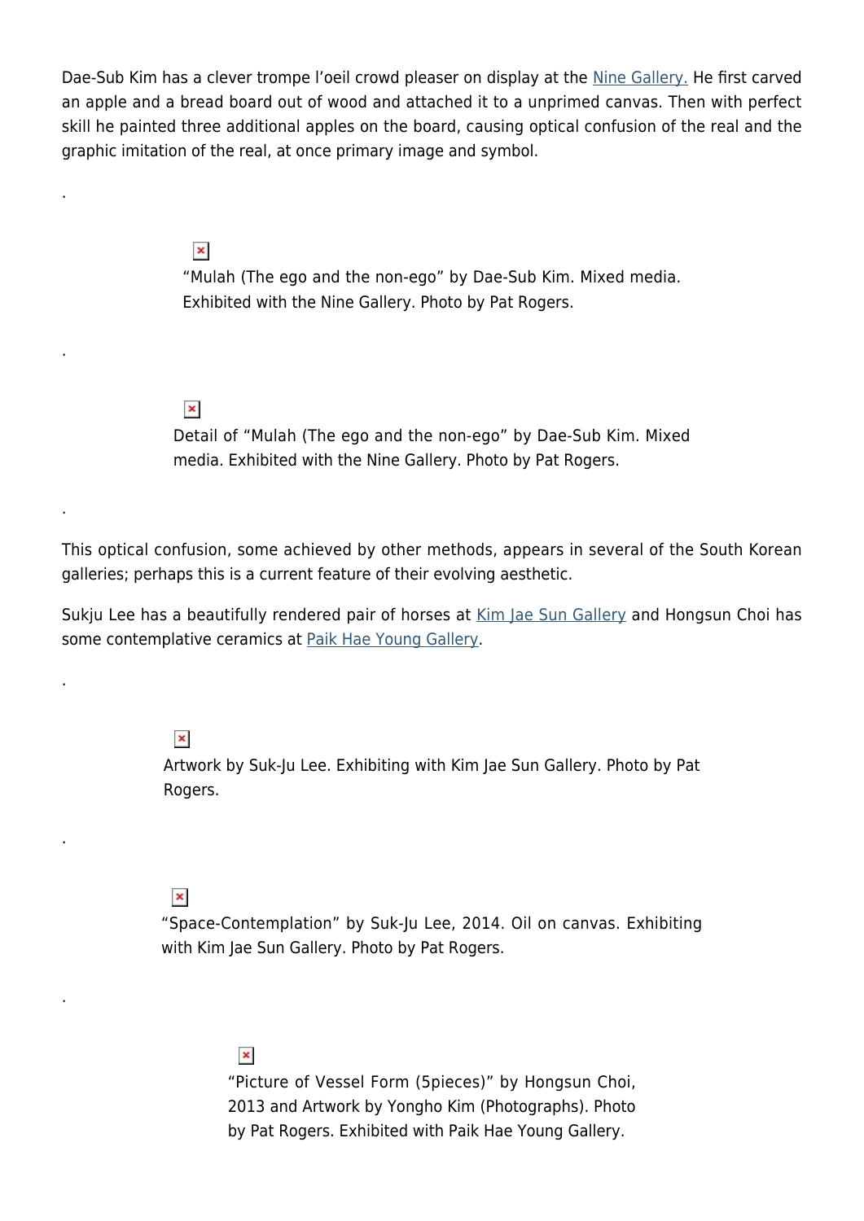Dae-Sub Kim has a clever trompe l'oeil crowd pleaser on display at the Nine Gallery. He first carved an apple and a bread board out of wood and attached it to a unprimed canvas. Then with perfect skill he painted three additional apples on the board, causing optical confusion of the real and the graphic imitation of the real, at once primary image and symbol.

.

"Mulah (The ego and the non-ego" by Dae-Sub Kim. Mixed media. Exhibited with the Nine Gallery. Photo by Pat Rogers.

.

Detail of "Mulah (The ego and the non-ego" by Dae-Sub Kim. Mixed media. Exhibited with the Nine Gallery. Photo by Pat Rogers.

.

This optical confusion, some achieved by other methods, appears in several of the South Korean galleries; perhaps this is a current feature of their evolving aesthetic.

Sukju Lee has a beautifully rendered pair of horses at Kim Jae Sun Gallery and Hongsun Choi has some contemplative ceramics at Paik Hae Young Gallery.

.

Artwork by Suk-Ju Lee. Exhibiting with Kim Jae Sun Gallery. Photo by Pat Rogers.

.

"Space-Contemplation" by Suk-Ju Lee, 2014. Oil on canvas. Exhibiting with Kim Jae Sun Gallery. Photo by Pat Rogers.

.

"Picture of Vessel Form (5pieces)" by Hongsun Choi, 2013 and Artwork by Yongho Kim (Photographs). Photo by Pat Rogers. Exhibited with Paik Hae Young Gallery.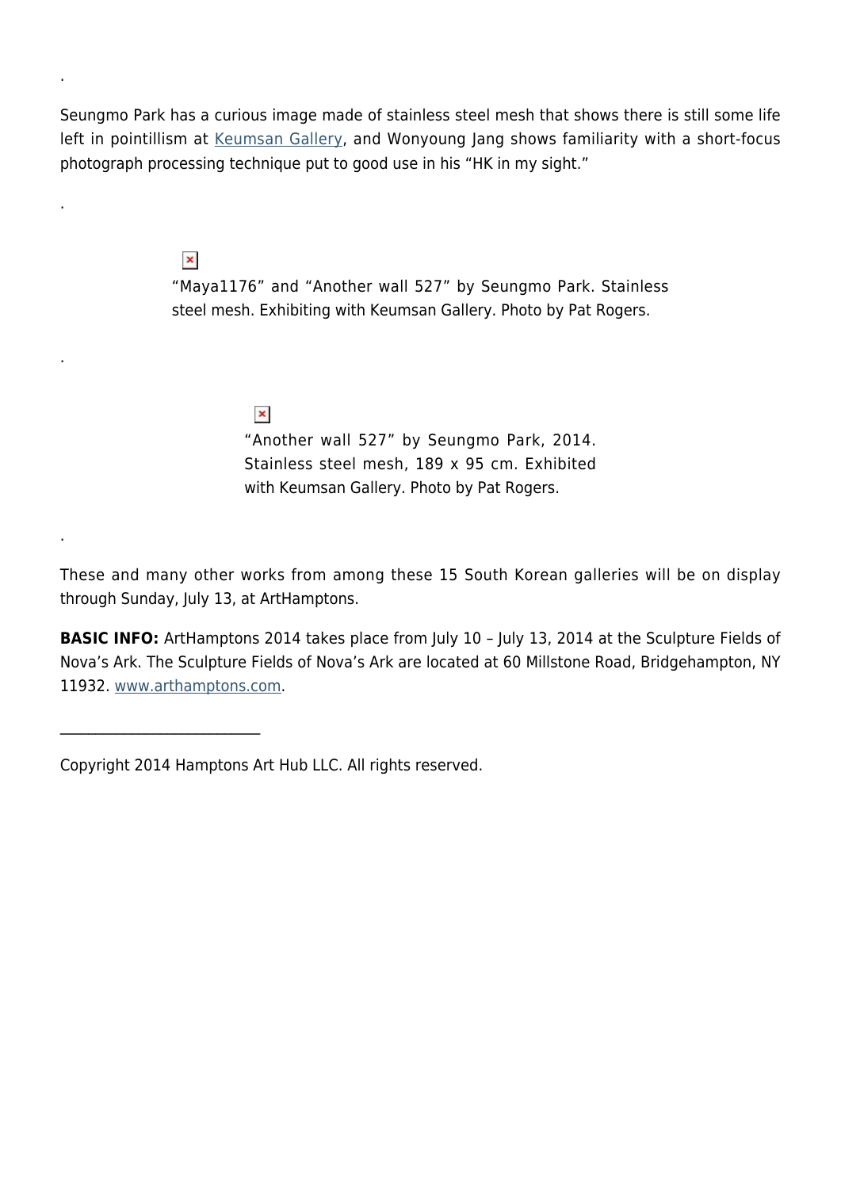.

Seungmo Park has a curious image made of stainless steel mesh that shows there is still some life left in pointillism at [Keumsan Gallery](), and Wonyoung Jang shows familiarity with a short-focus photograph processing technique put to good use in his "HK in my sight."

.

"Maya1176" and "Another wall 527" by Seungmo Park. Stainless steel mesh. Exhibiting with Keumsan Gallery. Photo by Pat Rogers.

.

"Another wall 527" by Seungmo Park, 2014. Stainless steel mesh, 189 x 95 cm. Exhibited with Keumsan Gallery. Photo by Pat Rogers.

.

These and many other works from among these 15 South Korean galleries will be on display through Sunday, July 13, at ArtHamptons.

**BASIC INFO:** ArtHamptons 2014 takes place from July 10 – July 13, 2014 at the Sculpture Fields of Nova's Ark. The Sculpture Fields of Nova's Ark are located at 60 Millstone Road, Bridgehampton, NY 11932. [www.arthamptons.com]().

---

Copyright 2014 Hamptons Art Hub LLC. All rights reserved.